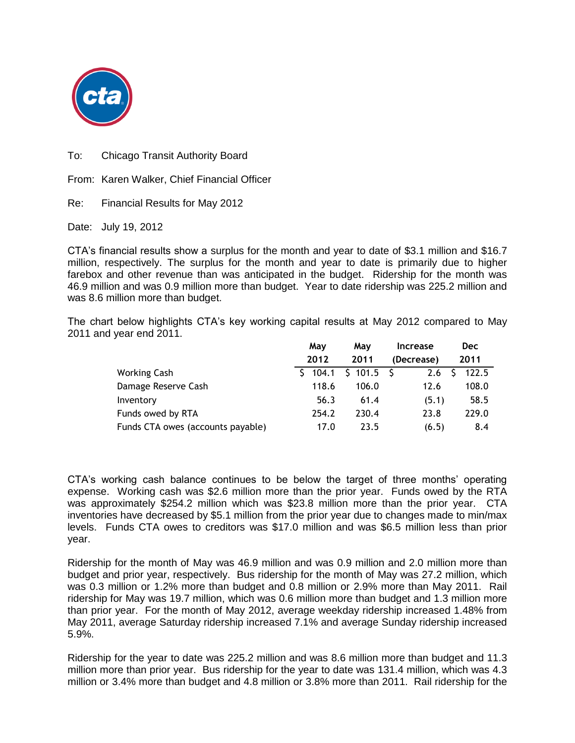To: Chicago Transit Authority Board

From: Karen Walker, Chief Financial Officer

Re: Financial Results for May 2012

Date: July 19, 2012

CTA's financial results show a surplus for the month and year to date of $3.1 million and $16.7 million, respectively. The surplus for the month and year to date is primarily due to higher farebox and other revenue than was anticipated in the budget. Ridership for the month was 46.9 million and was 0.9 million more than budget. Year to date ridership was 225.2 million and was 8.6 million more than budget.

The chart below highlights CTA's key working capital results at May 2012 compared to May 2011 and year end 2011.

| | May 2012 | May 2011 | Increase (Decrease) | Dec 2011 |
|---|---|---|---|---|
| Working Cash | $ 104.1 | $ 101.5 | $ 2.6 | $ 122.5 |
| Damage Reserve Cash | 118.6 | 106.0 | 12.6 | 108.0 |
| Inventory | 56.3 | 61.4 | (5.1) | 58.5 |
| Funds owed by RTA | 254.2 | 230.4 | 23.8 | 229.0 |
| Funds CTA owes (accounts payable) | 17.0 | 23.5 | (6.5) | 8.4 |

CTA's working cash balance continues to be below the target of three months' operating expense. Working cash was $2.6 million more than the prior year. Funds owed by the RTA was approximately $254.2 million which was $23.8 million more than the prior year. CTA inventories have decreased by $5.1 million from the prior year due to changes made to min/max levels. Funds CTA owes to creditors was $17.0 million and was $6.5 million less than prior year.

Ridership for the month of May was 46.9 million and was 0.9 million and 2.0 million more than budget and prior year, respectively. Bus ridership for the month of May was 27.2 million, which was 0.3 million or 1.2% more than budget and 0.8 million or 2.9% more than May 2011. Rail ridership for May was 19.7 million, which was 0.6 million more than budget and 1.3 million more than prior year. For the month of May 2012, average weekday ridership increased 1.48% from May 2011, average Saturday ridership increased 7.1% and average Sunday ridership increased 5.9%.

Ridership for the year to date was 225.2 million and was 8.6 million more than budget and 11.3 million more than prior year. Bus ridership for the year to date was 131.4 million, which was 4.3 million or 3.4% more than budget and 4.8 million or 3.8% more than 2011. Rail ridership for the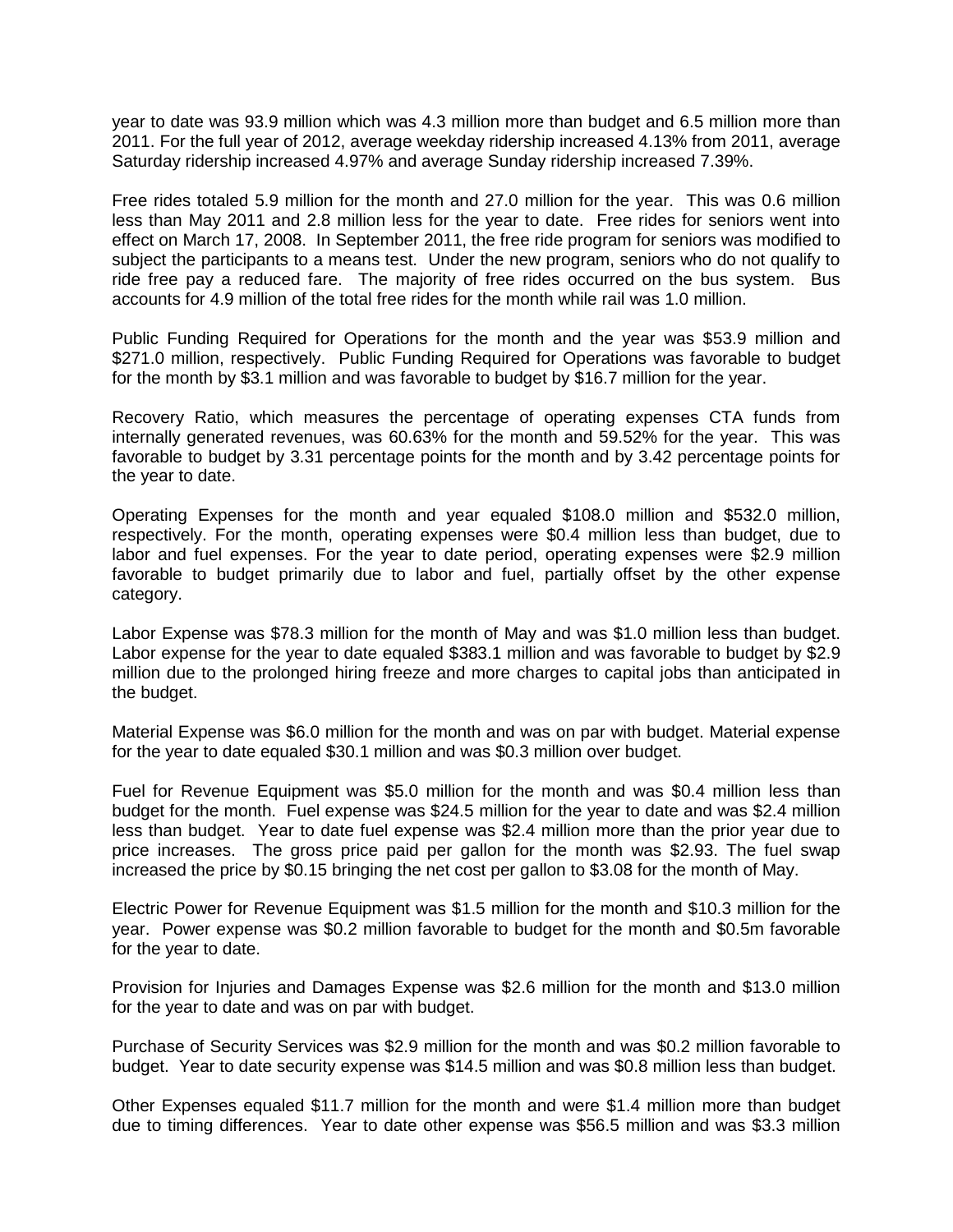year to date was 93.9 million which was 4.3 million more than budget and 6.5 million more than 2011. For the full year of 2012, average weekday ridership increased 4.13% from 2011, average Saturday ridership increased 4.97% and average Sunday ridership increased 7.39%.

Free rides totaled 5.9 million for the month and 27.0 million for the year. This was 0.6 million less than May 2011 and 2.8 million less for the year to date. Free rides for seniors went into effect on March 17, 2008. In September 2011, the free ride program for seniors was modified to subject the participants to a means test. Under the new program, seniors who do not qualify to ride free pay a reduced fare. The majority of free rides occurred on the bus system. Bus accounts for 4.9 million of the total free rides for the month while rail was 1.0 million.

Public Funding Required for Operations for the month and the year was $53.9 million and $271.0 million, respectively. Public Funding Required for Operations was favorable to budget for the month by $3.1 million and was favorable to budget by $16.7 million for the year.

Recovery Ratio, which measures the percentage of operating expenses CTA funds from internally generated revenues, was 60.63% for the month and 59.52% for the year. This was favorable to budget by 3.31 percentage points for the month and by 3.42 percentage points for the year to date.

Operating Expenses for the month and year equaled $108.0 million and $532.0 million, respectively. For the month, operating expenses were $0.4 million less than budget, due to labor and fuel expenses. For the year to date period, operating expenses were $2.9 million favorable to budget primarily due to labor and fuel, partially offset by the other expense category.

Labor Expense was $78.3 million for the month of May and was $1.0 million less than budget. Labor expense for the year to date equaled $383.1 million and was favorable to budget by $2.9 million due to the prolonged hiring freeze and more charges to capital jobs than anticipated in the budget.

Material Expense was $6.0 million for the month and was on par with budget. Material expense for the year to date equaled $30.1 million and was $0.3 million over budget.

Fuel for Revenue Equipment was $5.0 million for the month and was $0.4 million less than budget for the month. Fuel expense was $24.5 million for the year to date and was $2.4 million less than budget. Year to date fuel expense was $2.4 million more than the prior year due to price increases. The gross price paid per gallon for the month was $2.93. The fuel swap increased the price by $0.15 bringing the net cost per gallon to $3.08 for the month of May.

Electric Power for Revenue Equipment was $1.5 million for the month and $10.3 million for the year. Power expense was $0.2 million favorable to budget for the month and $0.5m favorable for the year to date.

Provision for Injuries and Damages Expense was $2.6 million for the month and $13.0 million for the year to date and was on par with budget.

Purchase of Security Services was $2.9 million for the month and was $0.2 million favorable to budget. Year to date security expense was $14.5 million and was $0.8 million less than budget.

Other Expenses equaled $11.7 million for the month and were $1.4 million more than budget due to timing differences. Year to date other expense was $56.5 million and was $3.3 million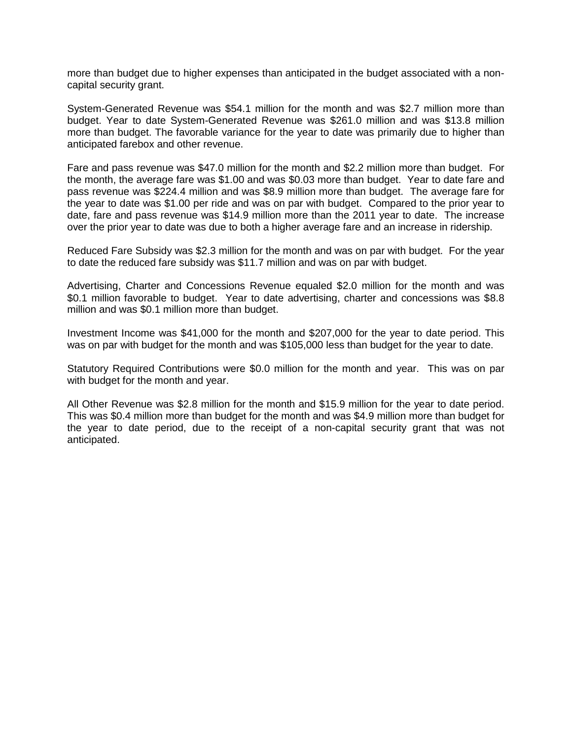more than budget due to higher expenses than anticipated in the budget associated with a non-capital security grant.

System-Generated Revenue was $54.1 million for the month and was $2.7 million more than budget. Year to date System-Generated Revenue was $261.0 million and was $13.8 million more than budget. The favorable variance for the year to date was primarily due to higher than anticipated farebox and other revenue.

Fare and pass revenue was $47.0 million for the month and $2.2 million more than budget. For the month, the average fare was $1.00 and was $0.03 more than budget. Year to date fare and pass revenue was $224.4 million and was $8.9 million more than budget. The average fare for the year to date was $1.00 per ride and was on par with budget. Compared to the prior year to date, fare and pass revenue was $14.9 million more than the 2011 year to date. The increase over the prior year to date was due to both a higher average fare and an increase in ridership.

Reduced Fare Subsidy was $2.3 million for the month and was on par with budget. For the year to date the reduced fare subsidy was $11.7 million and was on par with budget.

Advertising, Charter and Concessions Revenue equaled $2.0 million for the month and was $0.1 million favorable to budget. Year to date advertising, charter and concessions was $8.8 million and was $0.1 million more than budget.

Investment Income was $41,000 for the month and $207,000 for the year to date period. This was on par with budget for the month and was $105,000 less than budget for the year to date.

Statutory Required Contributions were $0.0 million for the month and year. This was on par with budget for the month and year.

All Other Revenue was $2.8 million for the month and $15.9 million for the year to date period. This was $0.4 million more than budget for the month and was $4.9 million more than budget for the year to date period, due to the receipt of a non-capital security grant that was not anticipated.